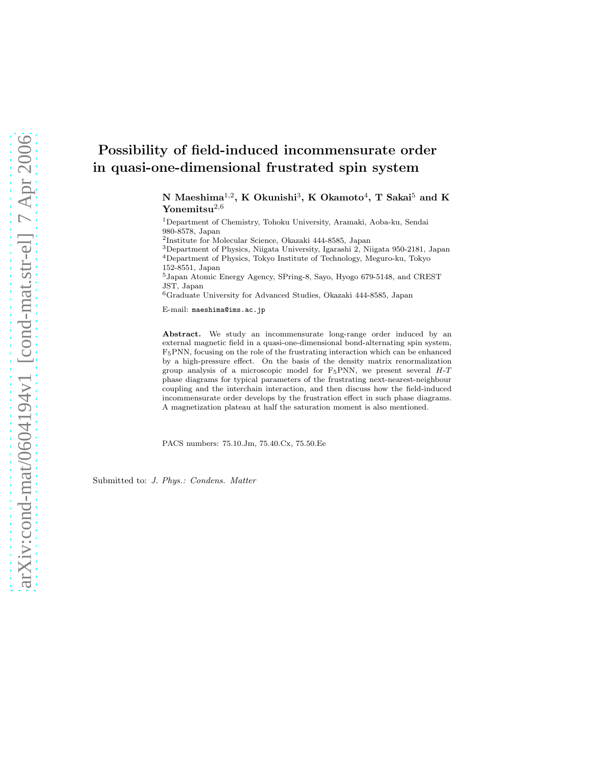# Possibility of field-induced incommensurate order in quasi-one-dimensional frustrated spin system

**N Maeshima[1,2], K Okunishi[3], K Okamoto[4], T Sakai[5] and K Yonemitsu[2,6]**

[1]Department of Chemistry, Tohoku University, Aramaki, Aoba-ku, Sendai 980-8578, Japan

[2]Institute for Molecular Science, Okazaki 444-8585, Japan

[3]Department of Physics, Niigata University, Igarashi 2, Niigata 950-2181, Japan

[4]Department of Physics, Tokyo Institute of Technology, Meguro-ku, Tokyo 152-8551, Japan

[5]Japan Atomic Energy Agency, SPring-8, Sayo, Hyogo 679-5148, and CREST JST, Japan

[6]Graduate University for Advanced Studies, Okazaki 444-8585, Japan

E-mail: `maeshima@ims.ac.jp`

**Abstract.** We study an incommensurate long-range order induced by an external magnetic field in a quasi-one-dimensional bond-alternating spin system, $F_5$PNN, focusing on the role of the frustrating interaction which can be enhanced by a high-pressure effect. On the basis of the density matrix renormalization group analysis of a microscopic model for $F_5$PNN, we present several $H$-$T$ phase diagrams for typical parameters of the frustrating next-nearest-neighbour coupling and the interchain interaction, and then discuss how the field-induced incommensurate order develops by the frustration effect in such phase diagrams. A magnetization plateau at half the saturation moment is also mentioned.

PACS numbers: 75.10.Jm, 75.40.Cx, 75.50.Ee

Submitted to: *J. Phys.: Condens. Matter*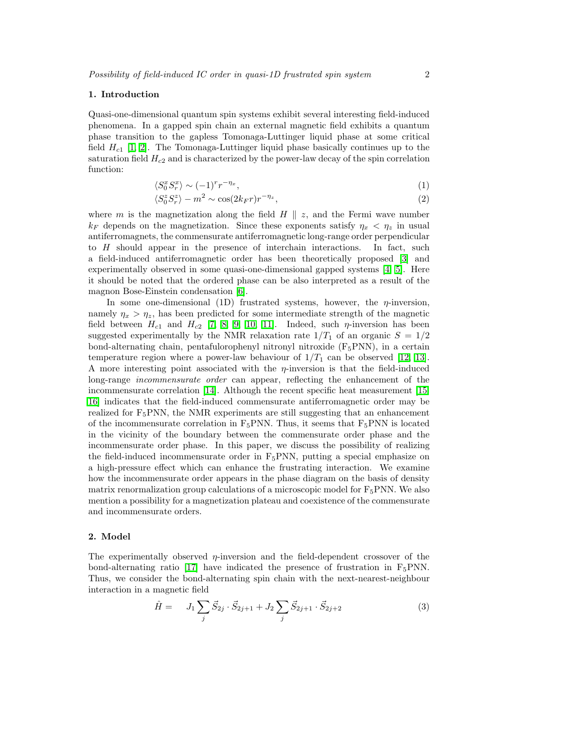## 1. Introduction

Quasi-one-dimensional quantum spin systems exhibit several interesting field-induced phenomena. In a gapped spin chain an external magnetic field exhibits a quantum phase transition to the gapless Tomonaga-Luttinger liquid phase at some critical field $H_{c1}$ [1, 2]. The Tomonaga-Luttinger liquid phase basically continues up to the saturation field $H_{c2}$ and is characterized by the power-law decay of the spin correlation function:

$$\langle S_0^x S_r^x \rangle \sim (-1)^r r^{-\eta_x}, \tag{1}$$

$$\langle S_0^z S_r^z \rangle - m^2 \sim \cos(2k_F r) r^{-\eta_z}, \tag{2}$$

where $m$ is the magnetization along the field $H \parallel z$, and the Fermi wave number $k_F$ depends on the magnetization. Since these exponents satisfy $\eta_x < \eta_z$ in usual antiferromagnets, the commensurate antiferromagnetic long-range order perpendicular to $H$ should appear in the presence of interchain interactions. In fact, such a field-induced antiferromagnetic order has been theoretically proposed [3] and experimentally observed in some quasi-one-dimensional gapped systems [4, 5]. Here it should be noted that the ordered phase can be also interpreted as a result of the magnon Bose-Einstein condensation [6].

In some one-dimensional (1D) frustrated systems, however, the $\eta$-inversion, namely $\eta_x > \eta_z$, has been predicted for some intermediate strength of the magnetic field between $H_{c1}$ and $H_{c2}$ [7, 8, 9, 10, 11]. Indeed, such $\eta$-inversion has been suggested experimentally by the NMR relaxation rate $1/T_1$ of an organic $S = 1/2$ bond-alternating chain, pentafulorophenyl nitronyl nitroxide ($F_5$PNN), in a certain temperature region where a power-law behaviour of $1/T_1$ can be observed [12, 13]. A more interesting point associated with the $\eta$-inversion is that the field-induced long-range *incommensurate order* can appear, reflecting the enhancement of the incommensurate correlation [14]. Although the recent specific heat measurement [15, 16] indicates that the field-induced commensurate antiferromagnetic order may be realized for $F_5$PNN, the NMR experiments are still suggesting that an enhancement of the incommensurate correlation in $F_5$PNN. Thus, it seems that $F_5$PNN is located in the vicinity of the boundary between the commensurate order phase and the incommensurate order phase. In this paper, we discuss the possibility of realizing the field-induced incommensurate order in $F_5$PNN, putting a special emphasize on a high-pressure effect which can enhance the frustrating interaction. We examine how the incommensurate order appears in the phase diagram on the basis of density matrix renormalization group calculations of a microscopic model for $F_5$PNN. We also mention a possibility for a magnetization plateau and coexistence of the commensurate and incommensurate orders.

## 2. Model

The experimentally observed $\eta$-inversion and the field-dependent crossover of the bond-alternating ratio [17] have indicated the presence of frustration in $F_5$PNN. Thus, we consider the bond-alternating spin chain with the next-nearest-neighbour interaction in a magnetic field

$$\hat{H} = \quad J_1 \sum_j \vec{S}_{2j} \cdot \vec{S}_{2j+1} + J_2 \sum_j \vec{S}_{2j+1} \cdot \vec{S}_{2j+2} \tag{3}$$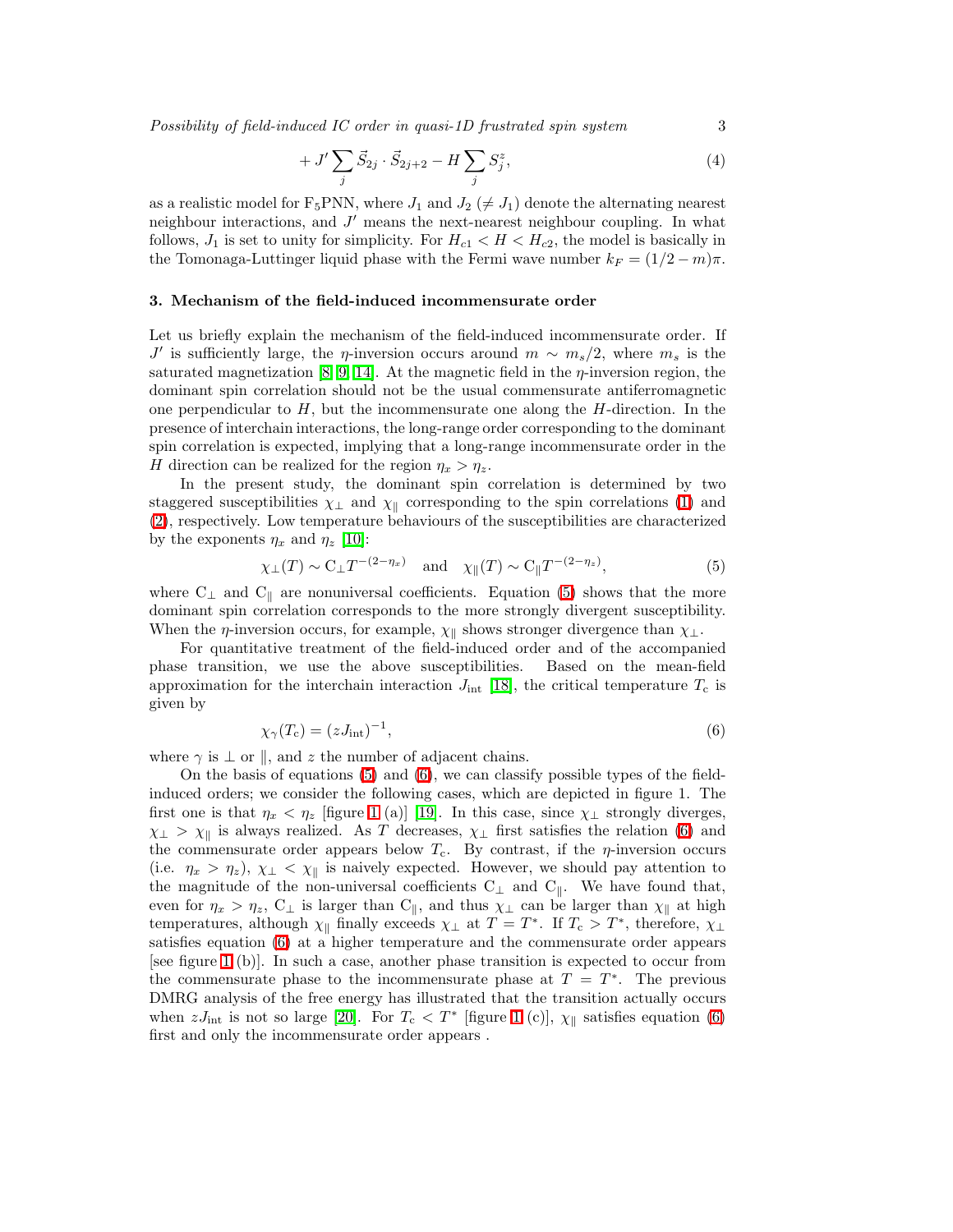$$+ J' \sum_j \vec{S}_{2j} \cdot \vec{S}_{2j+2} - H \sum_j S_j^z, \tag{4}$$

as a realistic model for $F_5PNN$, where $J_1$ and $J_2$ ($\neq J_1$) denote the alternating nearest neighbour interactions, and $J'$ means the next-nearest neighbour coupling. In what follows, $J_1$ is set to unity for simplicity. For $H_{c1} < H < H_{c2}$, the model is basically in the Tomonaga-Luttinger liquid phase with the Fermi wave number $k_F = (1/2 - m)\pi$.

## 3. Mechanism of the field-induced incommensurate order

Let us briefly explain the mechanism of the field-induced incommensurate order. If $J'$ is sufficiently large, the $\eta$-inversion occurs around $m \sim m_s/2$, where $m_s$ is the saturated magnetization [8, 9, 14]. At the magnetic field in the $\eta$-inversion region, the dominant spin correlation should not be the usual commensurate antiferromagnetic one perpendicular to $H$, but the incommensurate one along the $H$-direction. In the presence of interchain interactions, the long-range order corresponding to the dominant spin correlation is expected, implying that a long-range incommensurate order in the $H$ direction can be realized for the region $\eta_x > \eta_z$.

In the present study, the dominant spin correlation is determined by two staggered susceptibilities $\chi_\perp$ and $\chi_\parallel$ corresponding to the spin correlations (1) and (2), respectively. Low temperature behaviours of the susceptibilities are characterized by the exponents $\eta_x$ and $\eta_z$ [10]:

$$\chi_\perp(T) \sim \mathrm{C}_\perp T^{-(2-\eta_x)} \quad \text{and} \quad \chi_\parallel(T) \sim \mathrm{C}_\parallel T^{-(2-\eta_z)}, \tag{5}$$

where $\mathrm{C}_\perp$ and $\mathrm{C}_\parallel$ are nonuniversal coefficients. Equation (5) shows that the more dominant spin correlation corresponds to the more strongly divergent susceptibility. When the $\eta$-inversion occurs, for example, $\chi_\parallel$ shows stronger divergence than $\chi_\perp$.

For quantitative treatment of the field-induced order and of the accompanied phase transition, we use the above susceptibilities. Based on the mean-field approximation for the interchain interaction $J_{\rm int}$ [18], the critical temperature $T_{\rm c}$ is given by

$$\chi_\gamma(T_{\rm c}) = (zJ_{\rm int})^{-1}, \tag{6}$$

where $\gamma$ is $\perp$ or $\parallel$, and $z$ the number of adjacent chains.

On the basis of equations (5) and (6), we can classify possible types of the field-induced orders; we consider the following cases, which are depicted in figure 1. The first one is that $\eta_x < \eta_z$ [figure 1 (a)] [19]. In this case, since $\chi_\perp$ strongly diverges, $\chi_\perp > \chi_\parallel$ is always realized. As $T$ decreases, $\chi_\perp$ first satisfies the relation (6) and the commensurate order appears below $T_{\rm c}$. By contrast, if the $\eta$-inversion occurs (i.e. $\eta_x > \eta_z$), $\chi_\perp < \chi_\parallel$ is naively expected. However, we should pay attention to the magnitude of the non-universal coefficients $\mathrm{C}_\perp$ and $\mathrm{C}_\parallel$. We have found that, even for $\eta_x > \eta_z$, $\mathrm{C}_\perp$ is larger than $\mathrm{C}_\parallel$, and thus $\chi_\perp$ can be larger than $\chi_\parallel$ at high temperatures, although $\chi_\parallel$ finally exceeds $\chi_\perp$ at $T = T^*$. If $T_{\rm c} > T^*$, therefore, $\chi_\perp$ satisfies equation (6) at a higher temperature and the commensurate order appears [see figure 1 (b)]. In such a case, another phase transition is expected to occur from the commensurate phase to the incommensurate phase at $T = T^*$. The previous DMRG analysis of the free energy has illustrated that the transition actually occurs when $zJ_{\rm int}$ is not so large [20]. For $T_{\rm c} < T^*$ [figure 1 (c)], $\chi_\parallel$ satisfies equation (6) first and only the incommensurate order appears .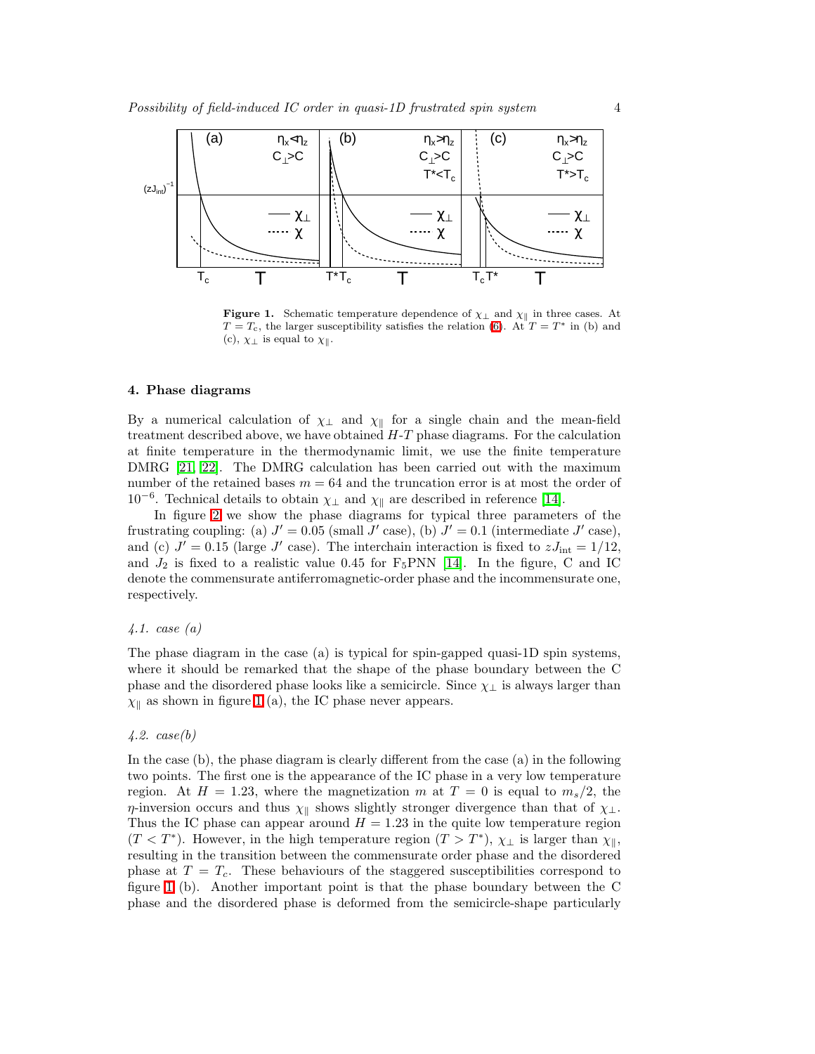(a) $\eta_x < \eta_z$ $C_\perp > C$

(b) $\eta_x > \eta_z$ $C_\perp > C$ $T^* < T_c$

(c) $\eta_x > \eta_z$ $C_\perp > C$ $T^* > T_c$

$(zJ_{\rm int})^{-1}$

$\chi_\perp$

$\chi$

$T_c$ T

$T^*$ $T_c$ T

$T_c$ $T^*$ T

**Figure 1.** Schematic temperature dependence of $\chi_\perp$ and $\chi_\parallel$ in three cases. At $T = T_c$, the larger susceptibility satisfies the relation (6). At $T = T^*$ in (b) and (c), $\chi_\perp$ is equal to $\chi_\parallel$.

## 4. Phase diagrams

By a numerical calculation of $\chi_\perp$ and $\chi_\parallel$ for a single chain and the mean-field treatment described above, we have obtained $H$-$T$ phase diagrams. For the calculation at finite temperature in the thermodynamic limit, we use the finite temperature DMRG [21, 22]. The DMRG calculation has been carried out with the maximum number of the retained bases $m = 64$ and the truncation error is at most the order of $10^{-6}$. Technical details to obtain $\chi_\perp$ and $\chi_\parallel$ are described in reference [14].

In figure 2 we show the phase diagrams for typical three parameters of the frustrating coupling: (a) $J' = 0.05$ (small $J'$ case), (b) $J' = 0.1$ (intermediate $J'$ case), and (c) $J' = 0.15$ (large $J'$ case). The interchain interaction is fixed to $zJ_{\rm int} = 1/12$, and $J_2$ is fixed to a realistic value 0.45 for $F_5$PNN [14]. In the figure, C and IC denote the commensurate antiferromagnetic-order phase and the incommensurate one, respectively.

### *4.1. case (a)*

The phase diagram in the case (a) is typical for spin-gapped quasi-1D spin systems, where it should be remarked that the shape of the phase boundary between the C phase and the disordered phase looks like a semicircle. Since $\chi_\perp$ is always larger than $\chi_\parallel$ as shown in figure 1 (a), the IC phase never appears.

### *4.2. case(b)*

In the case (b), the phase diagram is clearly different from the case (a) in the following two points. The first one is the appearance of the IC phase in a very low temperature region. At $H = 1.23$, where the magnetization $m$ at $T = 0$ is equal to $m_s/2$, the $\eta$-inversion occurs and thus $\chi_\parallel$ shows slightly stronger divergence than that of $\chi_\perp$. Thus the IC phase can appear around $H = 1.23$ in the quite low temperature region ($T < T^*$). However, in the high temperature region ($T > T^*$), $\chi_\perp$ is larger than $\chi_\parallel$, resulting in the transition between the commensurate order phase and the disordered phase at $T = T_c$. These behaviours of the staggered susceptibilities correspond to figure 1 (b). Another important point is that the phase boundary between the C phase and the disordered phase is deformed from the semicircle-shape particularly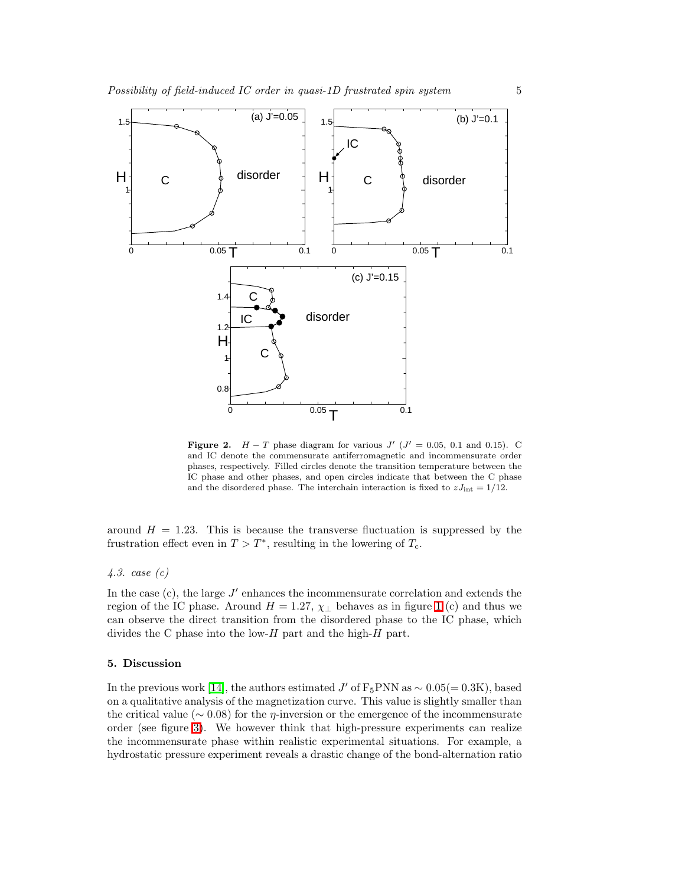(a) J'=0.05

1.5

H

1

C

disorder

0

0.05 T

0.1

(b) J'=0.1

1.5

IC

H

1

C

disorder

0

0.05 T

0.1

(c) J'=0.15

1.4

C

IC

1.2

H

1

C

disorder

0.8

0

0.05 T

0.1

**Figure 2.** $H - T$ phase diagram for various $J'$ ($J' = 0.05$, 0.1 and 0.15). C and IC denote the commensurate antiferromagnetic and incommensurate order phases, respectively. Filled circles denote the transition temperature between the IC phase and other phases, and open circles indicate that between the C phase and the disordered phase. The interchain interaction is fixed to $zJ_{\rm int} = 1/12$.

around $H = 1.23$. This is because the transverse fluctuation is suppressed by the frustration effect even in $T > T^*$, resulting in the lowering of $T_{\rm c}$.

### *4.3. case (c)*

In the case (c), the large $J'$ enhances the incommensurate correlation and extends the region of the IC phase. Around $H = 1.27$, $\chi_\perp$ behaves as in figure 1 (c) and thus we can observe the direct transition from the disordered phase to the IC phase, which divides the C phase into the low-$H$ part and the high-$H$ part.

## 5. Discussion

In the previous work [14], the authors estimated $J'$ of $F_5$PNN as $\sim 0.05 (= 0.3\mathrm{K})$, based on a qualitative analysis of the magnetization curve. This value is slightly smaller than the critical value ($\sim 0.08$) for the $\eta$-inversion or the emergence of the incommensurate order (see figure 3). We however think that high-pressure experiments can realize the incommensurate phase within realistic experimental situations. For example, a hydrostatic pressure experiment reveals a drastic change of the bond-alternation ratio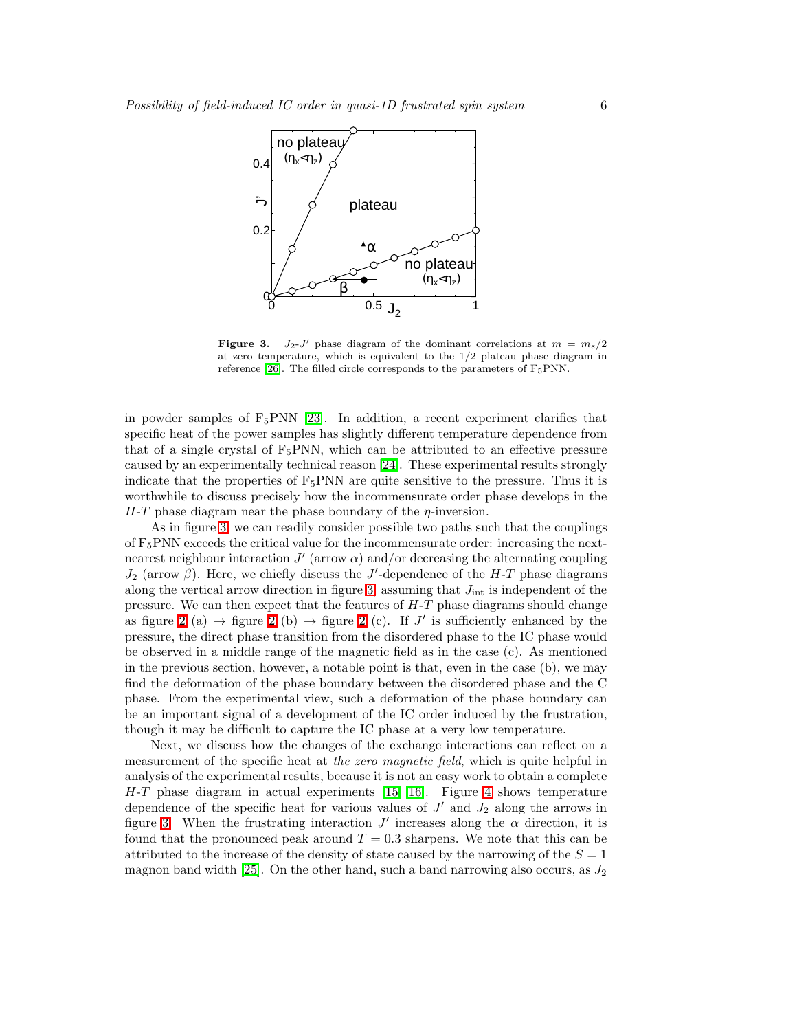no plateau
($\eta_x$<$\eta_z$)
0.4
J'
plateau
0.2
α
no plateau
($\eta_x$<$\eta_z$)
β
0
0
0.5
$J_2$
1

**Figure 3.** $J_2$-$J'$ phase diagram of the dominant correlations at $m = m_s/2$ at zero temperature, which is equivalent to the 1/2 plateau phase diagram in reference [26]. The filled circle corresponds to the parameters of $F_5$PNN.

in powder samples of $F_5$PNN [23]. In addition, a recent experiment clarifies that specific heat of the power samples has slightly different temperature dependence from that of a single crystal of $F_5$PNN, which can be attributed to an effective pressure caused by an experimentally technical reason [24]. These experimental results strongly indicate that the properties of $F_5$PNN are quite sensitive to the pressure. Thus it is worthwhile to discuss precisely how the incommensurate order phase develops in the $H$-$T$ phase diagram near the phase boundary of the $\eta$-inversion.

As in figure 3, we can readily consider possible two paths such that the couplings of $F_5$PNN exceeds the critical value for the incommensurate order: increasing the next-nearest neighbour interaction $J'$ (arrow $\alpha$) and/or decreasing the alternating coupling $J_2$ (arrow $\beta$). Here, we chiefly discuss the $J'$-dependence of the $H$-$T$ phase diagrams along the vertical arrow direction in figure 3, assuming that $J_{\rm int}$ is independent of the pressure. We can then expect that the features of $H$-$T$ phase diagrams should change as figure 2 (a) $\rightarrow$ figure 2 (b) $\rightarrow$ figure 2 (c). If $J'$ is sufficiently enhanced by the pressure, the direct phase transition from the disordered phase to the IC phase would be observed in a middle range of the magnetic field as in the case (c). As mentioned in the previous section, however, a notable point is that, even in the case (b), we may find the deformation of the phase boundary between the disordered phase and the C phase. From the experimental view, such a deformation of the phase boundary can be an important signal of a development of the IC order induced by the frustration, though it may be difficult to capture the IC phase at a very low temperature.

Next, we discuss how the changes of the exchange interactions can reflect on a measurement of the specific heat at *the zero magnetic field*, which is quite helpful in analysis of the experimental results, because it is not an easy work to obtain a complete $H$-$T$ phase diagram in actual experiments [15, 16]. Figure 4 shows temperature dependence of the specific heat for various values of $J'$ and $J_2$ along the arrows in figure 3. When the frustrating interaction $J'$ increases along the $\alpha$ direction, it is found that the pronounced peak around $T = 0.3$ sharpens. We note that this can be attributed to the increase of the density of state caused by the narrowing of the $S = 1$ magnon band width [25]. On the other hand, such a band narrowing also occurs, as $J_2$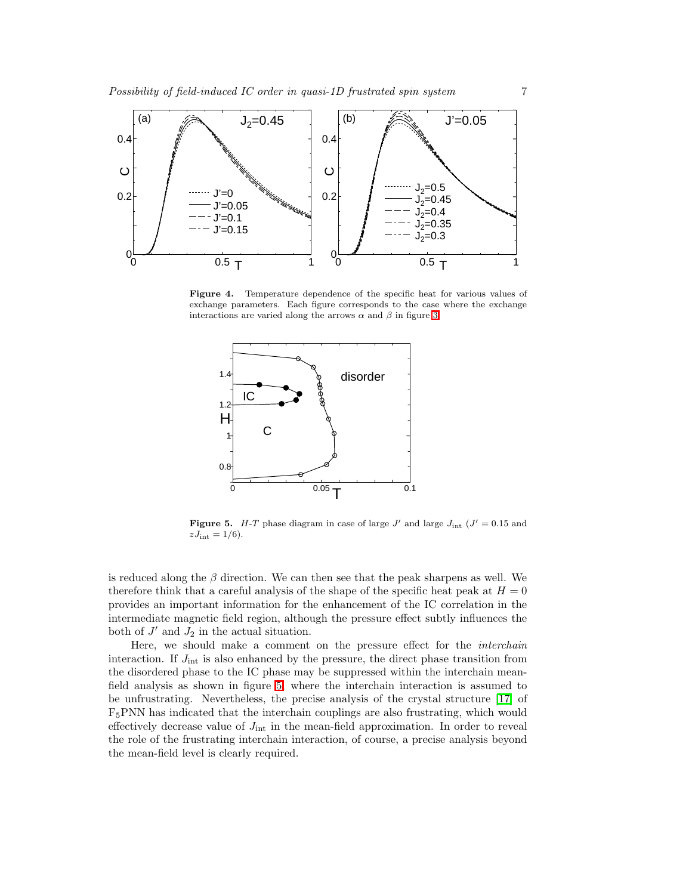(a)

$J_2$=0.45

C

0.4

0.2

0

0

0.5 T

1

J'=0

J'=0.05

J'=0.1

J'=0.15

(b)

J'=0.05

C

0.4

0.2

0

0

0.5 T

1

$J_2$=0.5

$J_2$=0.45

$J_2$=0.4

$J_2$=0.35

$J_2$=0.3

**Figure 4.** Temperature dependence of the specific heat for various values of exchange parameters. Each figure corresponds to the case where the exchange interactions are varied along the arrows $\alpha$ and $\beta$ in figure 3.

H

1.4

1.2

1

0.8

0

0.05 T

0.1

IC

C

disorder

**Figure 5.** $H$-$T$ phase diagram in case of large $J'$ and large $J_{\rm int}$ ($J' = 0.15$ and $zJ_{\rm int} = 1/6$).

is reduced along the $\beta$ direction. We can then see that the peak sharpens as well. We therefore think that a careful analysis of the shape of the specific heat peak at $H = 0$ provides an important information for the enhancement of the IC correlation in the intermediate magnetic field region, although the pressure effect subtly influences the both of $J'$ and $J_2$ in the actual situation.

Here, we should make a comment on the pressure effect for the *interchain* interaction. If $J_{\rm int}$ is also enhanced by the pressure, the direct phase transition from the disordered phase to the IC phase may be suppressed within the interchain mean-field analysis as shown in figure 5, where the interchain interaction is assumed to be unfrustrating. Nevertheless, the precise analysis of the crystal structure [17] of $F_5$PNN has indicated that the interchain couplings are also frustrating, which would effectively decrease value of $J_{\rm int}$ in the mean-field approximation. In order to reveal the role of the frustrating interchain interaction, of course, a precise analysis beyond the mean-field level is clearly required.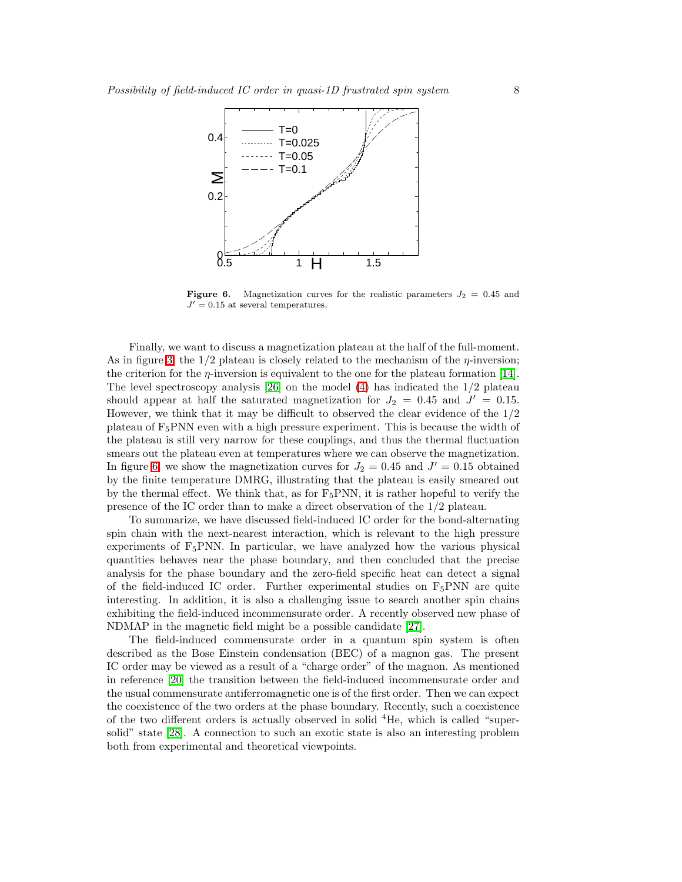T=0
T=0.025
T=0.05
T=0.1

M

0.4
0.2
0

0.5
1
1.5
H

**Figure 6.** Magnetization curves for the realistic parameters $J_2 = 0.45$ and $J' = 0.15$ at several temperatures.

Finally, we want to discuss a magnetization plateau at the half of the full-moment. As in figure 3, the 1/2 plateau is closely related to the mechanism of the $\eta$-inversion; the criterion for the $\eta$-inversion is equivalent to the one for the plateau formation [14]. The level spectroscopy analysis [26] on the model (4) has indicated the 1/2 plateau should appear at half the saturated magnetization for $J_2 = 0.45$ and $J' = 0.15$. However, we think that it may be difficult to observed the clear evidence of the 1/2 plateau of $F_5$PNN even with a high pressure experiment. This is because the width of the plateau is still very narrow for these couplings, and thus the thermal fluctuation smears out the plateau even at temperatures where we can observe the magnetization. In figure 6, we show the magnetization curves for $J_2 = 0.45$ and $J' = 0.15$ obtained by the finite temperature DMRG, illustrating that the plateau is easily smeared out by the thermal effect. We think that, as for $F_5$PNN, it is rather hopeful to verify the presence of the IC order than to make a direct observation of the 1/2 plateau.

To summarize, we have discussed field-induced IC order for the bond-alternating spin chain with the next-nearest interaction, which is relevant to the high pressure experiments of $F_5$PNN. In particular, we have analyzed how the various physical quantities behaves near the phase boundary, and then concluded that the precise analysis for the phase boundary and the zero-field specific heat can detect a signal of the field-induced IC order. Further experimental studies on $F_5$PNN are quite interesting. In addition, it is also a challenging issue to search another spin chains exhibiting the field-induced incommensurate order. A recently observed new phase of NDMAP in the magnetic field might be a possible candidate [27].

The field-induced commensurate order in a quantum spin system is often described as the Bose Einstein condensation (BEC) of a magnon gas. The present IC order may be viewed as a result of a "charge order" of the magnon. As mentioned in reference [20] the transition between the field-induced incommensurate order and the usual commensurate antiferromagnetic one is of the first order. Then we can expect the coexistence of the two orders at the phase boundary. Recently, such a coexistence of the two different orders is actually observed in solid $^4$He, which is called "super-solid" state [28]. A connection to such an exotic state is also an interesting problem both from experimental and theoretical viewpoints.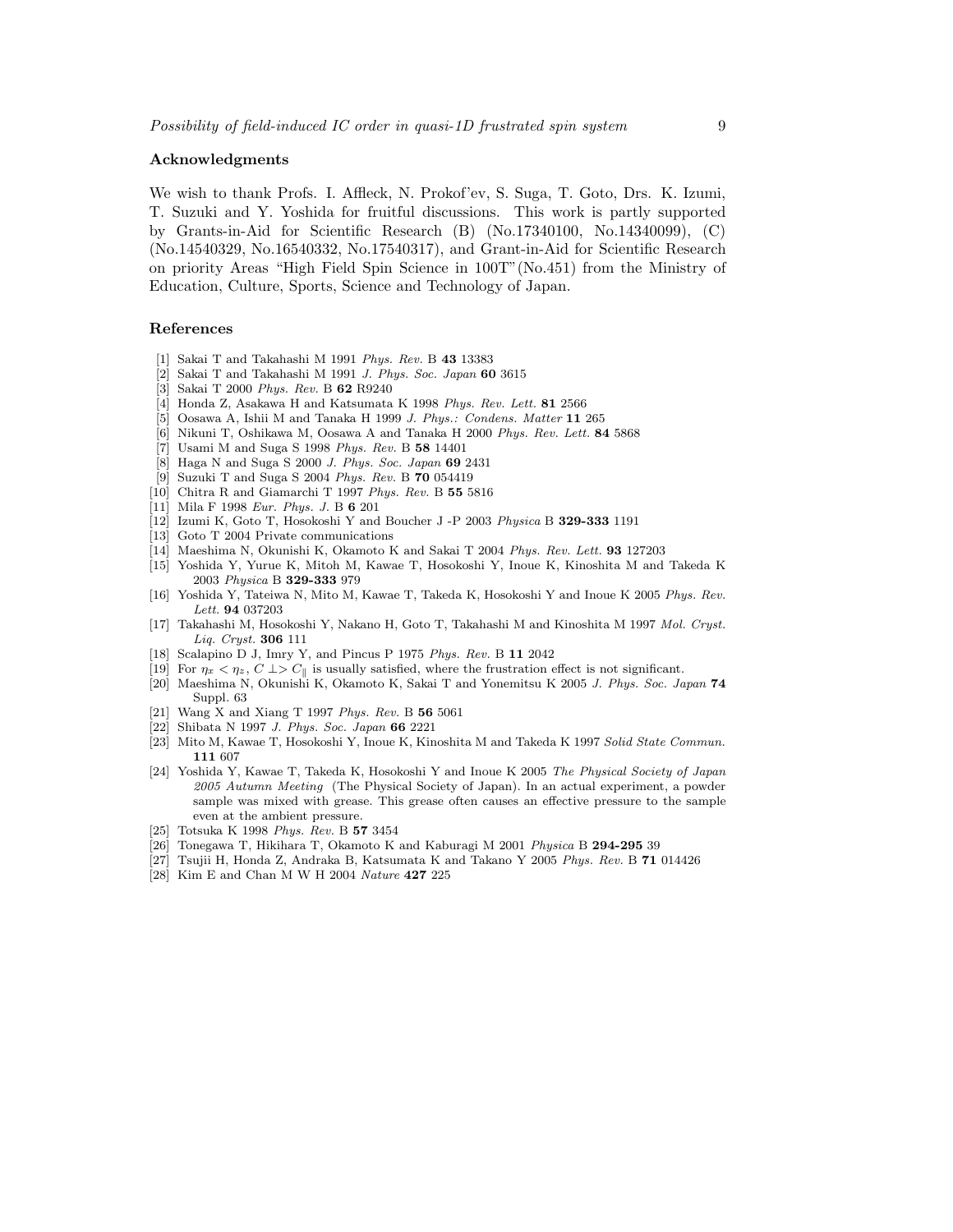### Acknowledgments

We wish to thank Profs. I. Affleck, N. Prokof'ev, S. Suga, T. Goto, Drs. K. Izumi, T. Suzuki and Y. Yoshida for fruitful discussions. This work is partly supported by Grants-in-Aid for Scientific Research (B) (No.17340100, No.14340099), (C) (No.14540329, No.16540332, No.17540317), and Grant-in-Aid for Scientific Research on priority Areas "High Field Spin Science in 100T"(No.451) from the Ministry of Education, Culture, Sports, Science and Technology of Japan.

### References

[1] Sakai T and Takahashi M 1991 *Phys. Rev.* B **43** 13383
[2] Sakai T and Takahashi M 1991 *J. Phys. Soc. Japan* **60** 3615
[3] Sakai T 2000 *Phys. Rev.* B **62** R9240
[4] Honda Z, Asakawa H and Katsumata K 1998 *Phys. Rev. Lett.* **81** 2566
[5] Oosawa A, Ishii M and Tanaka H 1999 *J. Phys.: Condens. Matter* **11** 265
[6] Nikuni T, Oshikawa M, Oosawa A and Tanaka H 2000 *Phys. Rev. Lett.* **84** 5868
[7] Usami M and Suga S 1998 *Phys. Rev.* B **58** 14401
[8] Haga N and Suga S 2000 *J. Phys. Soc. Japan* **69** 2431
[9] Suzuki T and Suga S 2004 *Phys. Rev.* B **70** 054419
[10] Chitra R and Giamarchi T 1997 *Phys. Rev.* B **55** 5816
[11] Mila F 1998 *Eur. Phys. J.* B **6** 201
[12] Izumi K, Goto T, Hosokoshi Y and Boucher J -P 2003 *Physica* B **329-333** 1191
[13] Goto T 2004 Private communications
[14] Maeshima N, Okunishi K, Okamoto K and Sakai T 2004 *Phys. Rev. Lett.* **93** 127203
[15] Yoshida Y, Yurue K, Mitoh M, Kawae T, Hosokoshi Y, Inoue K, Kinoshita M and Takeda K 2003 *Physica* B **329-333** 979
[16] Yoshida Y, Tateiwa N, Mito M, Kawae T, Takeda K, Hosokoshi Y and Inoue K 2005 *Phys. Rev. Lett.* **94** 037203
[17] Takahashi M, Hosokoshi Y, Nakano H, Goto T, Takahashi M and Kinoshita M 1997 *Mol. Cryst. Liq. Cryst.* **306** 111
[18] Scalapino D J, Imry Y, and Pincus P 1975 *Phys. Rev.* B **11** 2042
[19] For $\eta_x < \eta_z$, $C \perp > C_{\parallel}$ is usually satisfied, where the frustration effect is not significant.
[20] Maeshima N, Okunishi K, Okamoto K, Sakai T and Yonemitsu K 2005 *J. Phys. Soc. Japan* **74** Suppl. 63
[21] Wang X and Xiang T 1997 *Phys. Rev.* B **56** 5061
[22] Shibata N 1997 *J. Phys. Soc. Japan* **66** 2221
[23] Mito M, Kawae T, Hosokoshi Y, Inoue K, Kinoshita M and Takeda K 1997 *Solid State Commun.* **111** 607
[24] Yoshida Y, Kawae T, Takeda K, Hosokoshi Y and Inoue K 2005 *The Physical Society of Japan 2005 Autumn Meeting* (The Physical Society of Japan). In an actual experiment, a powder sample was mixed with grease. This grease often causes an effective pressure to the sample even at the ambient pressure.
[25] Totsuka K 1998 *Phys. Rev.* B **57** 3454
[26] Tonegawa T, Hikihara T, Okamoto K and Kaburagi M 2001 *Physica* B **294-295** 39
[27] Tsujii H, Honda Z, Andraka B, Katsumata K and Takano Y 2005 *Phys. Rev.* B **71** 014426
[28] Kim E and Chan M W H 2004 *Nature* **427** 225